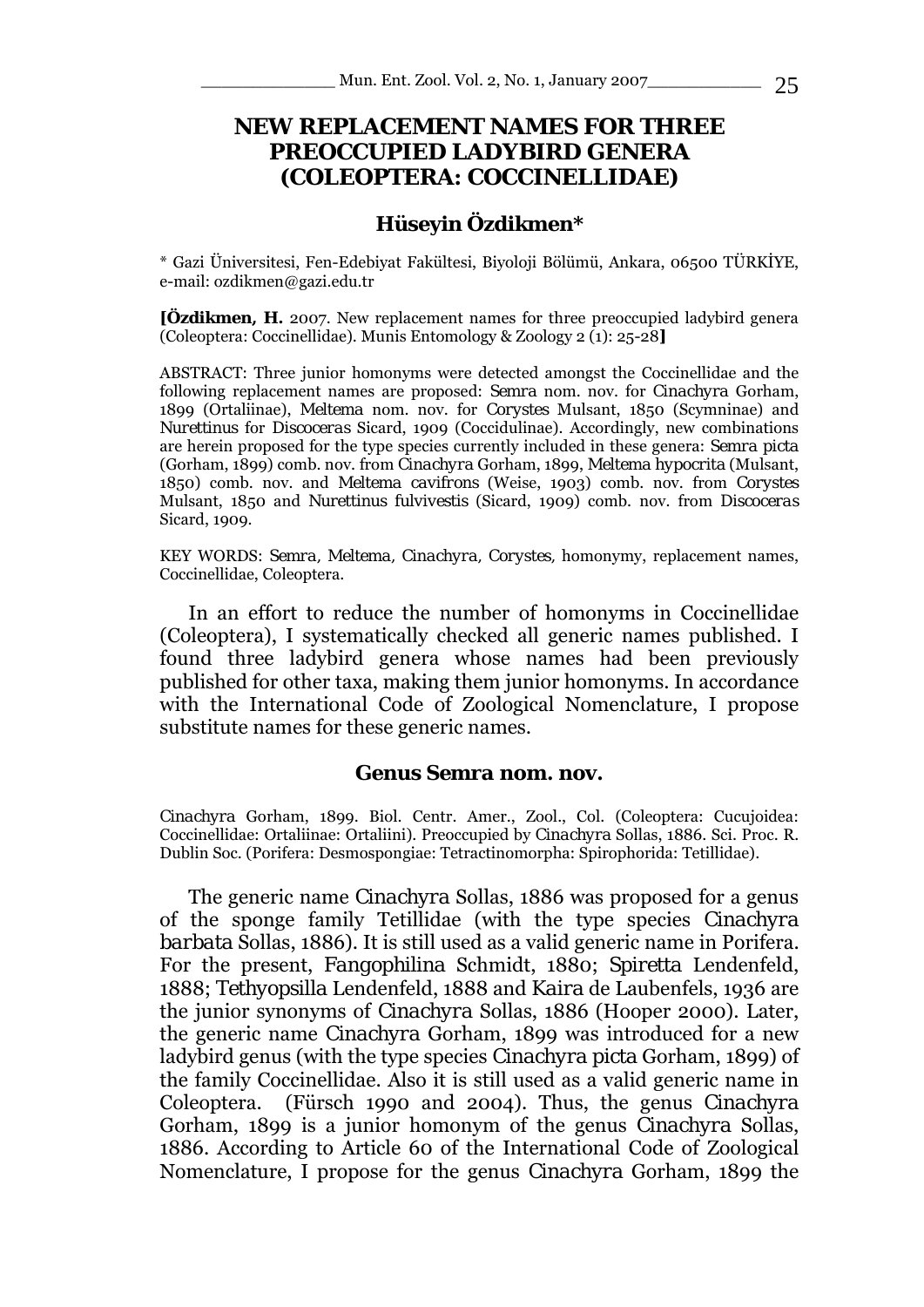# NEW REPLACEMENT NAMES FOR THREE PREOCCUPIED LADYBIRD GENERA (COLEOPTERA: COCCINELLIDAE)

## Hüseyin Özdikmen*

\* Gazi Üniversitesi, Fen-Edebiyat Fakültesi, Biyoloji Bölümü, Ankara, 06500 TÜRKİYE, e-mail: ozdikmen@gazi.edu.tr

**[Özdikmen, H.** 2007. New replacement names for three preoccupied ladybird genera (Coleoptera: Coccinellidae). Munis Entomology & Zoology 2 (1): 25-28**]**

ABSTRACT: Three junior homonyms were detected amongst the Coccinellidae and the following replacement names are proposed: *Semra* nom. nov. for *Cinachyra* Gorham, 1899 (Ortaliinae), *Meltema* nom. nov. for *Corystes* Mulsant, 1850 (Scymninae) and *Nurettinus* for *Discoceras* Sicard, 1909 (Coccidulinae). Accordingly, new combinations are herein proposed for the type species currently included in these genera: *Semra picta* (Gorham, 1899) comb. nov. from *Cinachyra* Gorham, 1899, *Meltema hypocrita* (Mulsant, 1850) comb. nov. and *Meltema cavifrons* (Weise, 1903) comb. nov. from *Corystes* Mulsant, 1850 and *Nurettinus fulvivestis* (Sicard, 1909) comb. nov. from *Discoceras* Sicard, 1909.

KEY WORDS: *Semra*, *Meltema*, *Cinachyra*, *Corystes*, homonymy, replacement names, Coccinellidae, Coleoptera.

In an effort to reduce the number of homonyms in Coccinellidae (Coleoptera), I systematically checked all generic names published. I found three ladybird genera whose names had been previously published for other taxa, making them junior homonyms. In accordance with the International Code of Zoological Nomenclature, I propose substitute names for these generic names.

### Genus *Semra* nom. nov.

*Cinachyra* Gorham, 1899. Biol. Centr. Amer., Zool., Col. (Coleoptera: Cucujoidea: Coccinellidae: Ortaliinae: Ortaliini). Preoccupied by *Cinachyra* Sollas, 1886. Sci. Proc. R. Dublin Soc. (Porifera: Desmospongiae: Tetractinomorpha: Spirophorida: Tetillidae).

The generic name *Cinachyra* Sollas, 1886 was proposed for a genus of the sponge family Tetillidae (with the type species *Cinachyra barbata* Sollas, 1886). It is still used as a valid generic name in Porifera. For the present, *Fangophilina* Schmidt, 1880; *Spiretta* Lendenfeld, 1888; *Tethyopsilla* Lendenfeld, 1888 and *Kaira* de Laubenfels, 1936 are the junior synonyms of *Cinachyra* Sollas, 1886 (Hooper 2000). Later, the generic name *Cinachyra* Gorham, 1899 was introduced for a new ladybird genus (with the type species *Cinachyra picta* Gorham, 1899) of the family Coccinellidae. Also it is still used as a valid generic name in Coleoptera. (Fürsch 1990 and 2004). Thus, the genus *Cinachyra* Gorham, 1899 is a junior homonym of the genus *Cinachyra* Sollas, 1886. According to Article 60 of the International Code of Zoological Nomenclature, I propose for the genus *Cinachyra* Gorham, 1899 the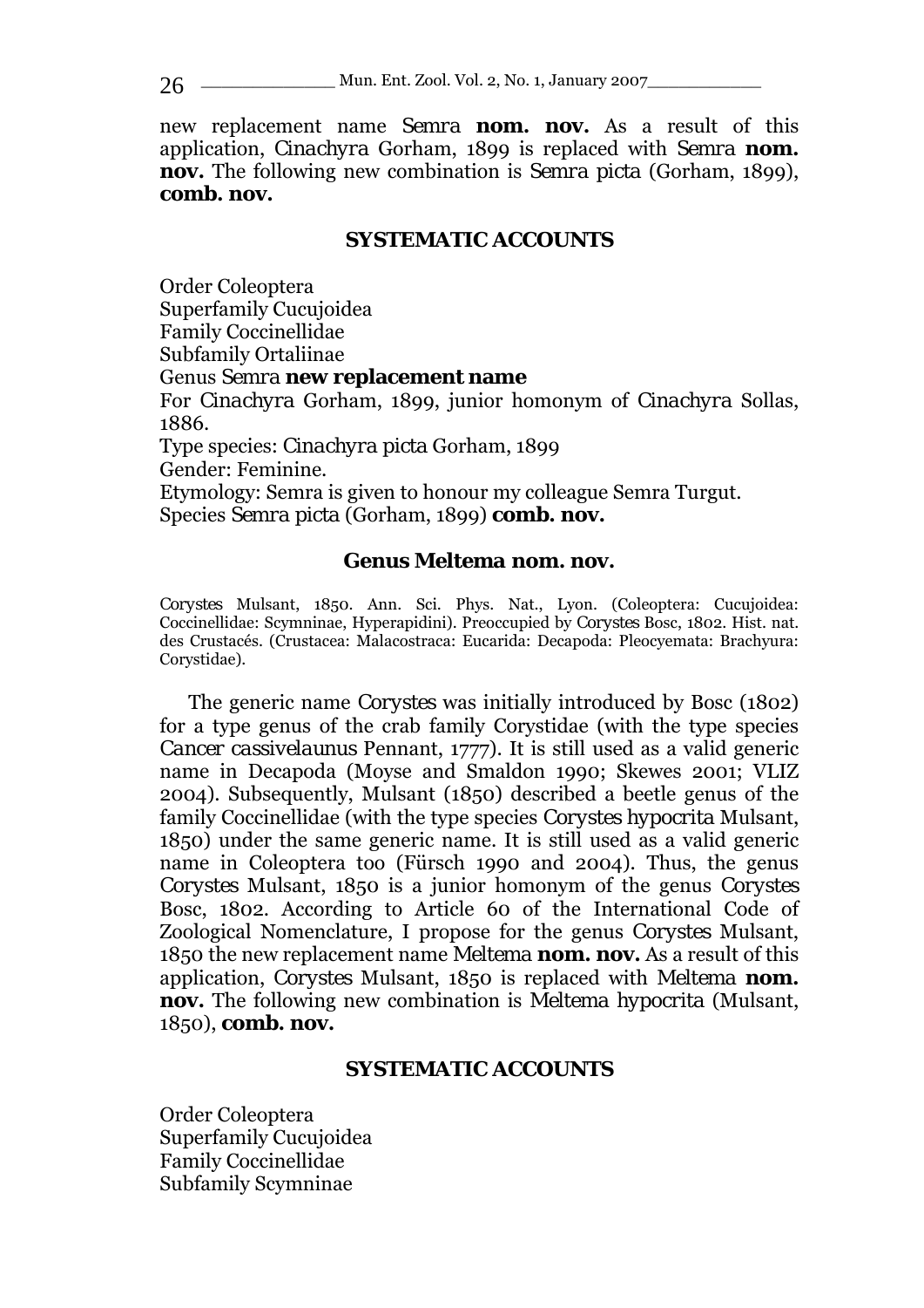new replacement name *Semra* **nom. nov.** As a result of this application, *Cinachyra* Gorham, 1899 is replaced with *Semra* **nom. nov.** The following new combination is *Semra picta* (Gorham, 1899), **comb. nov.**

## SYSTEMATIC ACCOUNTS

Order Coleoptera
Superfamily Cucujoidea
Family Coccinellidae
Subfamily Ortaliinae
Genus *Semra* **new replacement name**
For *Cinachyra* Gorham, 1899, junior homonym of *Cinachyra* Sollas, 1886.
Type species: *Cinachyra picta* Gorham, 1899
Gender: Feminine.
Etymology: Semra is given to honour my colleague Semra Turgut.
Species *Semra picta* (Gorham, 1899) **comb. nov.**

## Genus Meltema nom. nov.

*Corystes* Mulsant, 1850. Ann. Sci. Phys. Nat., Lyon. (Coleoptera: Cucujoidea: Coccinellidae: Scymninae, Hyperapidini). Preoccupied by *Corystes* Bosc, 1802. Hist. nat. des Crustacés. (Crustacea: Malacostraca: Eucarida: Decapoda: Pleocyemata: Brachyura: Corystidae).

The generic name *Corystes* was initially introduced by Bosc (1802) for a type genus of the crab family Corystidae (with the type species *Cancer cassivelaunus* Pennant, 1777). It is still used as a valid generic name in Decapoda (Moyse and Smaldon 1990; Skewes 2001; VLIZ 2004). Subsequently, Mulsant (1850) described a beetle genus of the family Coccinellidae (with the type species *Corystes hypocrita* Mulsant, 1850) under the same generic name. It is still used as a valid generic name in Coleoptera too (Fürsch 1990 and 2004). Thus, the genus *Corystes* Mulsant, 1850 is a junior homonym of the genus *Corystes* Bosc, 1802. According to Article 60 of the International Code of Zoological Nomenclature, I propose for the genus *Corystes* Mulsant, 1850 the new replacement name *Meltema* **nom. nov.** As a result of this application, *Corystes* Mulsant, 1850 is replaced with *Meltema* **nom. nov.** The following new combination is *Meltema hypocrita* (Mulsant, 1850), **comb. nov.**

## SYSTEMATIC ACCOUNTS

Order Coleoptera
Superfamily Cucujoidea
Family Coccinellidae
Subfamily Scymninae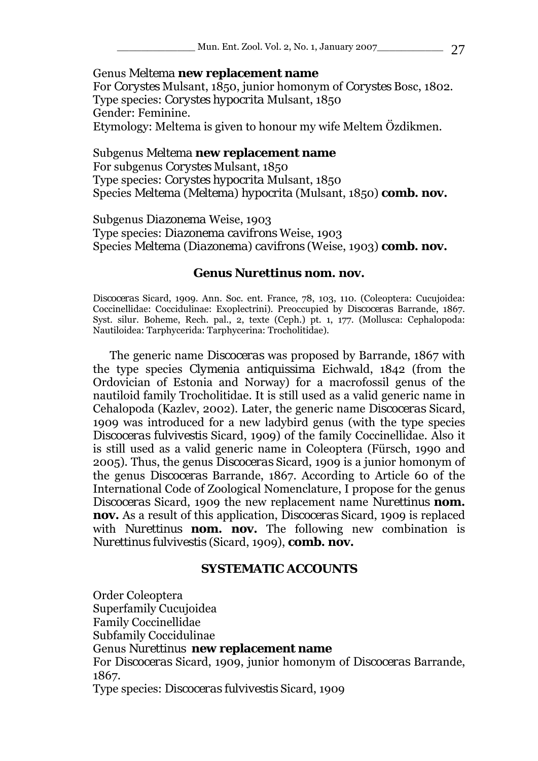Genus *Meltema* **new replacement name**
For *Corystes* Mulsant, 1850, junior homonym of *Corystes* Bosc, 1802.
Type species: *Corystes hypocrita* Mulsant, 1850
Gender: Feminine.
Etymology: *Meltema* is given to honour my wife Meltem Özdikmen.

Subgenus *Meltema* **new replacement name**
For subgenus *Corystes* Mulsant, 1850
Type species: *Corystes hypocrita* Mulsant, 1850
Species *Meltema* (*Meltema*) *hypocrita* (Mulsant, 1850) **comb. nov.**

Subgenus *Diazonema* Weise, 1903
Type species: *Diazonema cavifrons* Weise, 1903
Species *Meltema* (*Diazonema*) *cavifrons* (Weise, 1903) **comb. nov.**

## Genus *Nurettinus* nom. nov.

*Discoceras* Sicard, 1909. Ann. Soc. ent. France, 78, 103, 110. (Coleoptera: Cucujoidea: Coccinellidae: Coccidulinae: Exoplectrini). Preoccupied by *Discoceras* Barrande, 1867. Syst. silur. Boheme, Rech. pal., 2, texte (Ceph.) pt. 1, 177. (Mollusca: Cephalopoda: Nautiloidea: Tarphycerida: Tarphycerina: Trocholitidae).

The generic name *Discoceras* was proposed by Barrande, 1867 with the type species *Clymenia antiquissima* Eichwald, 1842 (from the Ordovician of Estonia and Norway) for a macrofossil genus of the nautiloid family Trocholitidae. It is still used as a valid generic name in Cehalopoda (Kazlev, 2002). Later, the generic name *Discoceras* Sicard, 1909 was introduced for a new ladybird genus (with the type species *Discoceras fulvivestis* Sicard, 1909) of the family Coccinellidae. Also it is still used as a valid generic name in Coleoptera (Fürsch, 1990 and 2005). Thus, the genus *Discoceras* Sicard, 1909 is a junior homonym of the genus *Discoceras* Barrande, 1867. According to Article 60 of the International Code of Zoological Nomenclature, I propose for the genus *Discoceras* Sicard, 1909 the new replacement name *Nurettinus* **nom. nov.** As a result of this application, *Discoceras* Sicard, 1909 is replaced with *Nurettinus* **nom. nov.** The following new combination is *Nurettinus fulvivestis* (Sicard, 1909), **comb. nov.**

## SYSTEMATIC ACCOUNTS

Order Coleoptera
Superfamily Cucujoidea
Family Coccinellidae
Subfamily Coccidulinae
Genus *Nurettinus* **new replacement name**
For *Discoceras* Sicard, 1909, junior homonym of *Discoceras* Barrande, 1867.
Type species: *Discoceras fulvivestis* Sicard, 1909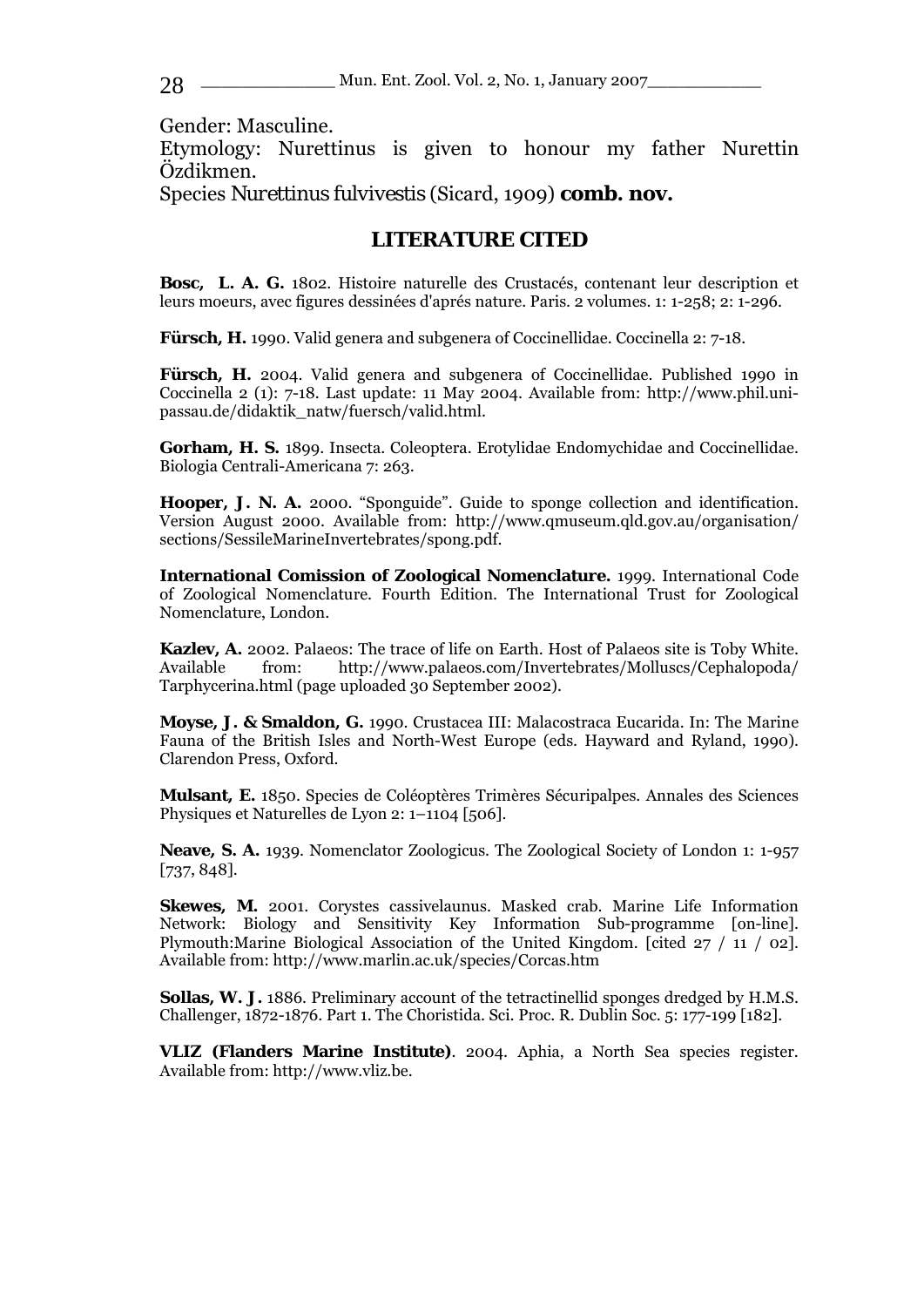Gender: Masculine.

Etymology: Nurettinus is given to honour my father Nurettin Özdikmen.

Species *Nurettinus fulvivestis* (Sicard, 1909) **comb. nov.**

## LITERATURE CITED

**Bosc, L. A. G.** 1802. Histoire naturelle des Crustacés, contenant leur description et leurs moeurs, avec figures dessinées d'aprés nature. Paris. 2 volumes. 1: 1-258; 2: 1-296.

**Fürsch, H.** 1990. Valid genera and subgenera of Coccinellidae. Coccinella 2: 7-18.

**Fürsch, H.** 2004. Valid genera and subgenera of Coccinellidae. Published 1990 in Coccinella 2 (1): 7-18. Last update: 11 May 2004. Available from: http://www.phil.uni-passau.de/didaktik_natw/fuersch/valid.html.

**Gorham, H. S.** 1899. Insecta. Coleoptera. Erotylidae Endomychidae and Coccinellidae. Biologia Centrali-Americana 7: 263.

**Hooper, J. N. A.** 2000. "Sponguide". Guide to sponge collection and identification. Version August 2000. Available from: http://www.qmuseum.qld.gov.au/organisation/sections/SessileMarineInvertebrates/spong.pdf.

**International Comission of Zoological Nomenclature.** 1999. International Code of Zoological Nomenclature. Fourth Edition. The International Trust for Zoological Nomenclature, London.

**Kazlev, A.** 2002. Palaeos: The trace of life on Earth. Host of Palaeos site is Toby White. Available from: http://www.palaeos.com/Invertebrates/Molluscs/Cephalopoda/Tarphycerina.html (page uploaded 30 September 2002).

**Moyse, J. & Smaldon, G.** 1990. Crustacea III: Malacostraca Eucarida. In: The Marine Fauna of the British Isles and North-West Europe (eds. Hayward and Ryland, 1990). Clarendon Press, Oxford.

**Mulsant, E.** 1850. Species de Coléoptères Trimères Sécuripalpes. Annales des Sciences Physiques et Naturelles de Lyon 2: 1–1104 [506].

**Neave, S. A.** 1939. Nomenclator Zoologicus. The Zoological Society of London 1: 1-957 [737, 848].

**Skewes, M.** 2001. Corystes cassivelaunus. Masked crab. Marine Life Information Network: Biology and Sensitivity Key Information Sub-programme [on-line]. Plymouth:Marine Biological Association of the United Kingdom. [cited 27 / 11 / 02]. Available from: http://www.marlin.ac.uk/species/Corcas.htm

**Sollas, W. J.** 1886. Preliminary account of the tetractinellid sponges dredged by H.M.S. Challenger, 1872-1876. Part 1. The Choristida. Sci. Proc. R. Dublin Soc. 5: 177-199 [182].

**VLIZ (Flanders Marine Institute)**. 2004. Aphia, a North Sea species register. Available from: http://www.vliz.be.